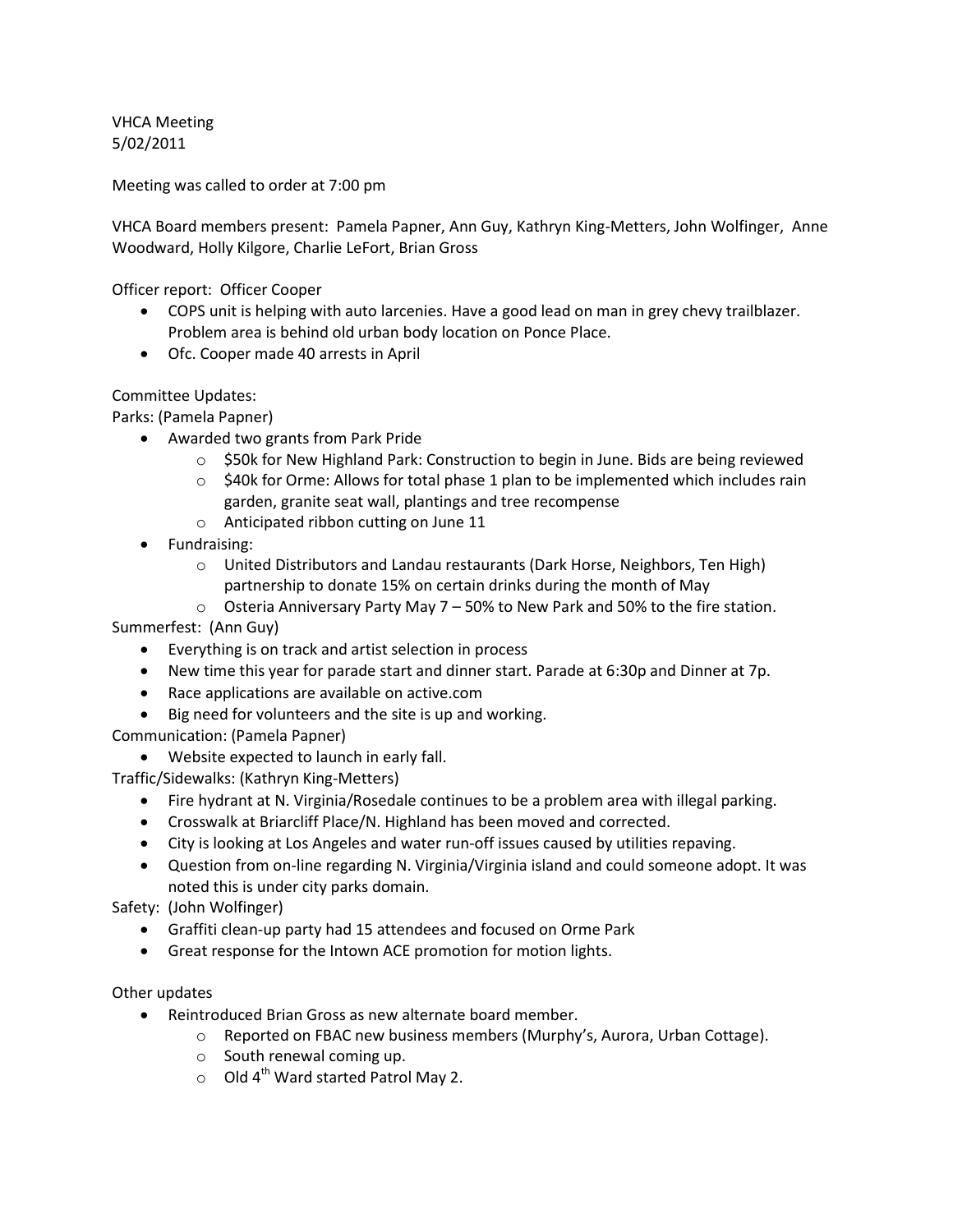VHCA Meeting
5/02/2011

Meeting was called to order at 7:00 pm

VHCA Board members present: Pamela Papner, Ann Guy, Kathryn King-Metters, John Wolfinger, Anne Woodward, Holly Kilgore, Charlie LeFort, Brian Gross

Officer report: Officer Cooper

- COPS unit is helping with auto larcenies. Have a good lead on man in grey chevy trailblazer. Problem area is behind old urban body location on Ponce Place.
- Ofc. Cooper made 40 arrests in April

Committee Updates:

Parks: (Pamela Papner)

- Awarded two grants from Park Pride
  - $50k for New Highland Park: Construction to begin in June. Bids are being reviewed
  - $40k for Orme: Allows for total phase 1 plan to be implemented which includes rain garden, granite seat wall, plantings and tree recompense
  - Anticipated ribbon cutting on June 11
- Fundraising:
  - United Distributors and Landau restaurants (Dark Horse, Neighbors, Ten High) partnership to donate 15% on certain drinks during the month of May
  - Osteria Anniversary Party May 7 – 50% to New Park and 50% to the fire station.

Summerfest: (Ann Guy)

- Everything is on track and artist selection in process
- New time this year for parade start and dinner start. Parade at 6:30p and Dinner at 7p.
- Race applications are available on active.com
- Big need for volunteers and the site is up and working.

Communication: (Pamela Papner)

- Website expected to launch in early fall.

Traffic/Sidewalks: (Kathryn King-Metters)

- Fire hydrant at N. Virginia/Rosedale continues to be a problem area with illegal parking.
- Crosswalk at Briarcliff Place/N. Highland has been moved and corrected.
- City is looking at Los Angeles and water run-off issues caused by utilities repaving.
- Question from on-line regarding N. Virginia/Virginia island and could someone adopt. It was noted this is under city parks domain.

Safety: (John Wolfinger)

- Graffiti clean-up party had 15 attendees and focused on Orme Park
- Great response for the Intown ACE promotion for motion lights.

Other updates

- Reintroduced Brian Gross as new alternate board member.
  - Reported on FBAC new business members (Murphy's, Aurora, Urban Cottage).
  - South renewal coming up.
  - Old 4th Ward started Patrol May 2.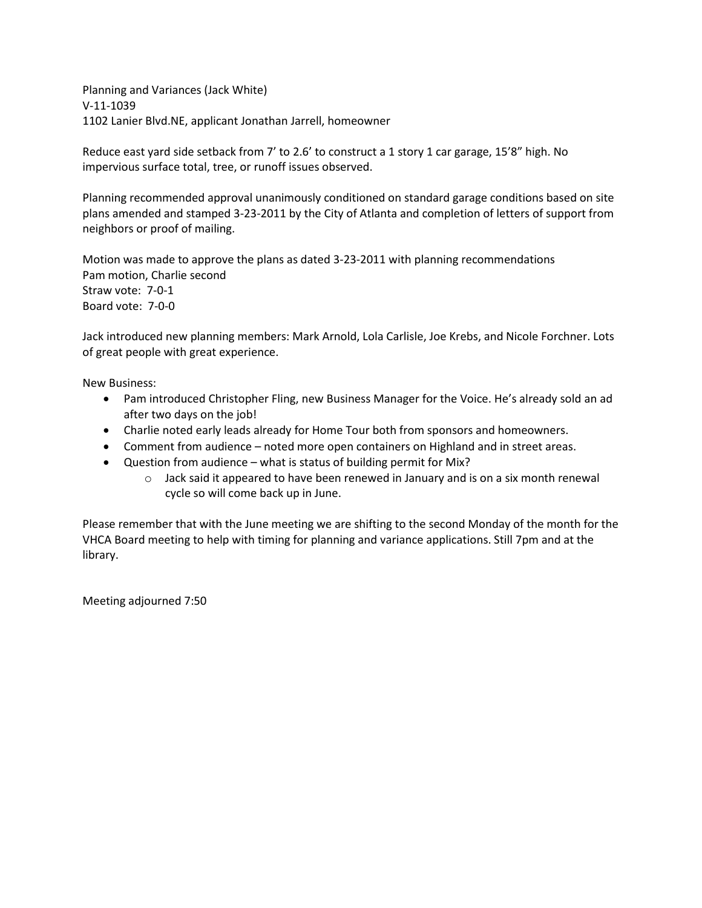Planning and Variances (Jack White)
V-11-1039
1102 Lanier Blvd.NE, applicant Jonathan Jarrell, homeowner

Reduce east yard side setback from 7' to 2.6' to construct a 1 story 1 car garage, 15'8" high. No impervious surface total, tree, or runoff issues observed.

Planning recommended approval unanimously conditioned on standard garage conditions based on site plans amended and stamped 3-23-2011 by the City of Atlanta and completion of letters of support from neighbors or proof of mailing.

Motion was made to approve the plans as dated 3-23-2011 with planning recommendations
Pam motion, Charlie second
Straw vote: 7-0-1
Board vote: 7-0-0

Jack introduced new planning members: Mark Arnold, Lola Carlisle, Joe Krebs, and Nicole Forchner. Lots of great people with great experience.

New Business:

- Pam introduced Christopher Fling, new Business Manager for the Voice. He's already sold an ad after two days on the job!
- Charlie noted early leads already for Home Tour both from sponsors and homeowners.
- Comment from audience – noted more open containers on Highland and in street areas.
- Question from audience – what is status of building permit for Mix?
  - Jack said it appeared to have been renewed in January and is on a six month renewal cycle so will come back up in June.

Please remember that with the June meeting we are shifting to the second Monday of the month for the VHCA Board meeting to help with timing for planning and variance applications. Still 7pm and at the library.

Meeting adjourned 7:50